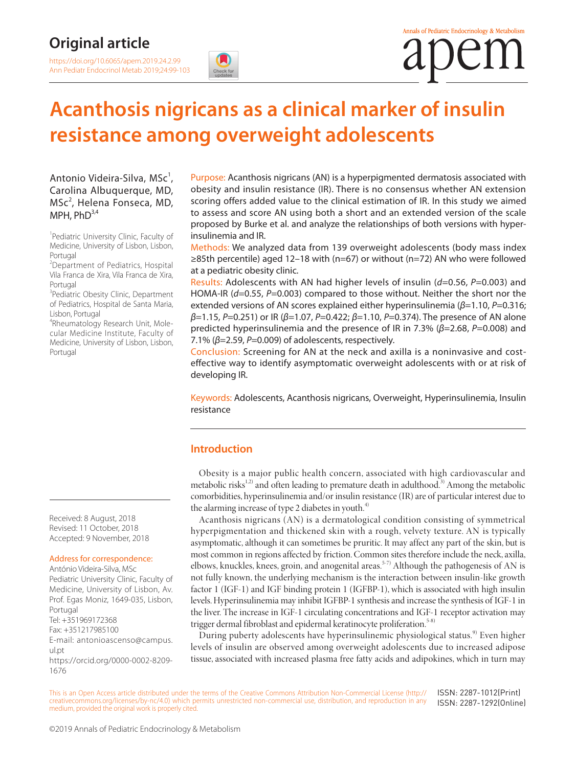Original article

https://doi.org/10.6065/apem.2019.24.2.99
Ann Pediatr Endocrinol Metab 2019;24:99-103

# Acanthosis nigricans as a clinical marker of insulin resistance among overweight adolescents

Antonio Videira-Silva, MSc[1], Carolina Albuquerque, MD, MSc[2], Helena Fonseca, MD, MPH, PhD[3,4]

[1]Pediatric University Clinic, Faculty of Medicine, University of Lisbon, Lisbon, Portugal
[2]Department of Pediatrics, Hospital Vila Franca de Xira, Vila Franca de Xira, Portugal
[3]Pediatric Obesity Clinic, Department of Pediatrics, Hospital de Santa Maria, Lisbon, Portugal
[4]Rheumatology Research Unit, Molecular Medicine Institute, Faculty of Medicine, University of Lisbon, Lisbon, Portugal

**Purpose:** Acanthosis nigricans (AN) is a hyperpigmented dermatosis associated with obesity and insulin resistance (IR). There is no consensus whether AN extension scoring offers added value to the clinical estimation of IR. In this study we aimed to assess and score AN using both a short and an extended version of the scale proposed by Burke et al. and analyze the relationships of both versions with hyperinsulinemia and IR.

**Methods:** We analyzed data from 139 overweight adolescents (body mass index ≥85th percentile) aged 12–18 with (n=67) or without (n=72) AN who were followed at a pediatric obesity clinic.

**Results:** Adolescents with AN had higher levels of insulin ($d$=0.56, $P$=0.003) and HOMA-IR ($d$=0.55, $P$=0.003) compared to those without. Neither the short nor the extended versions of AN scores explained either hyperinsulinemia ($\beta$=1.10, $P$=0.316; $\beta$=1.15, $P$=0.251) or IR ($\beta$=1.07, $P$=0.422; $\beta$=1.10, $P$=0.374). The presence of AN alone predicted hyperinsulinemia and the presence of IR in 7.3% ($\beta$=2.68, $P$=0.008) and 7.1% ($\beta$=2.59, $P$=0.009) of adolescents, respectively.

**Conclusion:** Screening for AN at the neck and axilla is a noninvasive and cost-effective way to identify asymptomatic overweight adolescents with or at risk of developing IR.

**Keywords:** Adolescents, Acanthosis nigricans, Overweight, Hyperinsulinemia, Insulin resistance

Received: 8 August, 2018
Revised: 11 October, 2018
Accepted: 9 November, 2018

Address for correspondence:
António Videira-Silva, MSc
Pediatric University Clinic, Faculty of Medicine, University of Lisbon, Av. Prof. Egas Moniz, 1649-035, Lisbon, Portugal
Tel: +351969172368
Fax: +351217985100
E-mail: antonioascenso@campus.ul.pt
https://orcid.org/0000-0002-8209-1676

## Introduction

Obesity is a major public health concern, associated with high cardiovascular and metabolic risks[1,2] and often leading to premature death in adulthood.[3] Among the metabolic comorbidities, hyperinsulinemia and/or insulin resistance (IR) are of particular interest due to the alarming increase of type 2 diabetes in youth.[4]

Acanthosis nigricans (AN) is a dermatological condition consisting of symmetrical hyperpigmentation and thickened skin with a rough, velvety texture. AN is typically asymptomatic, although it can sometimes be pruritic. It may affect any part of the skin, but is most common in regions affected by friction. Common sites therefore include the neck, axilla, elbows, knuckles, knees, groin, and anogenital areas.[5-7] Although the pathogenesis of AN is not fully known, the underlying mechanism is the interaction between insulin-like growth factor 1 (IGF-1) and IGF binding protein 1 (IGFBP-1), which is associated with high insulin levels. Hyperinsulinemia may inhibit IGFBP-1 synthesis and increase the synthesis of IGF-1 in the liver. The increase in IGF-1 circulating concentrations and IGF-1 receptor activation may trigger dermal fibroblast and epidermal keratinocyte proliferation.[5-8]

During puberty adolescents have hyperinsulinemic physiological status.[9] Even higher levels of insulin are observed among overweight adolescents due to increased adipose tissue, associated with increased plasma free fatty acids and adipokines, which in turn may

This is an Open Access article distributed under the terms of the Creative Commons Attribution Non-Commercial License (http://creativecommons.org/licenses/by-nc/4.0) which permits unrestricted non-commercial use, distribution, and reproduction in any medium, provided the original work is properly cited.

ISSN: 2287-1012(Print)
ISSN: 2287-1292(Online)

©2019 Annals of Pediatric Endocrinology & Metabolism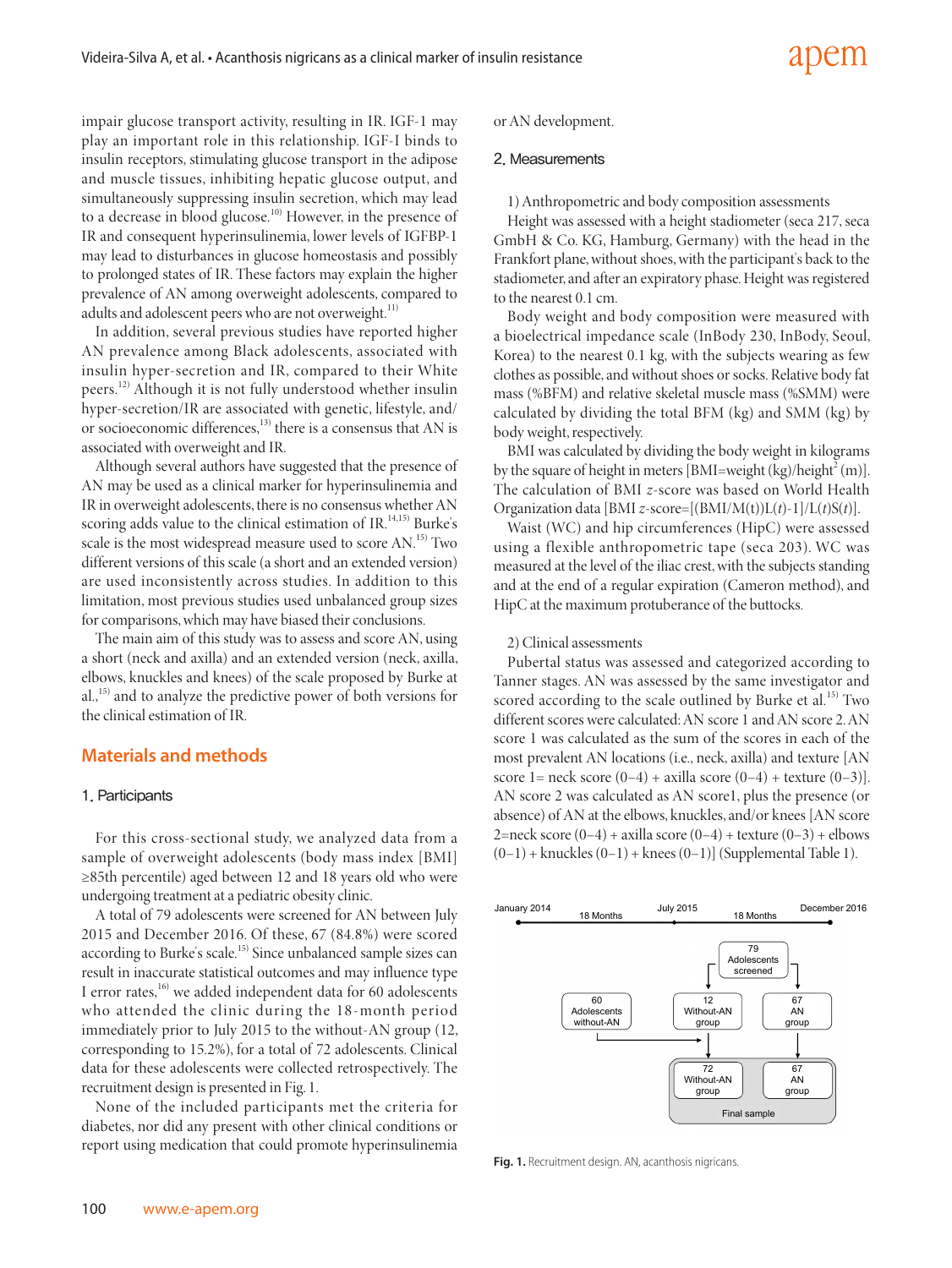impair glucose transport activity, resulting in IR. IGF-1 may play an important role in this relationship. IGF-1 binds to insulin receptors, stimulating glucose transport in the adipose and muscle tissues, inhibiting hepatic glucose output, and simultaneously suppressing insulin secretion, which may lead to a decrease in blood glucose.[10] However, in the presence of IR and consequent hyperinsulinemia, lower levels of IGFBP-1 may lead to disturbances in glucose homeostasis and possibly to prolonged states of IR. These factors may explain the higher prevalence of AN among overweight adolescents, compared to adults and adolescent peers who are not overweight.[11]

In addition, several previous studies have reported higher AN prevalence among Black adolescents, associated with insulin hyper-secretion and IR, compared to their White peers.[12] Although it is not fully understood whether insulin hyper-secretion/IR are associated with genetic, lifestyle, and/or socioeconomic differences,[13] there is a consensus that AN is associated with overweight and IR.

Although several authors have suggested that the presence of AN may be used as a clinical marker for hyperinsulinemia and IR in overweight adolescents, there is no consensus whether AN scoring adds value to the clinical estimation of IR.[14,15] Burke's scale is the most widespread measure used to score AN.[15] Two different versions of this scale (a short and an extended version) are used inconsistently across studies. In addition to this limitation, most previous studies used unbalanced group sizes for comparisons, which may have biased their conclusions.

The main aim of this study was to assess and score AN, using a short (neck and axilla) and an extended version (neck, axilla, elbows, knuckles and knees) of the scale proposed by Burke at al.,[15] and to analyze the predictive power of both versions for the clinical estimation of IR.

## Materials and methods

### 1. Participants

For this cross-sectional study, we analyzed data from a sample of overweight adolescents (body mass index [BMI] ≥85th percentile) aged between 12 and 18 years old who were undergoing treatment at a pediatric obesity clinic.

A total of 79 adolescents were screened for AN between July 2015 and December 2016. Of these, 67 (84.8%) were scored according to Burke's scale.[15] Since unbalanced sample sizes can result in inaccurate statistical outcomes and may influence type I error rates,[16] we added independent data for 60 adolescents who attended the clinic during the 18-month period immediately prior to July 2015 to the without-AN group (12, corresponding to 15.2%), for a total of 72 adolescents. Clinical data for these adolescents were collected retrospectively. The recruitment design is presented in Fig. 1.

None of the included participants met the criteria for diabetes, nor did any present with other clinical conditions or report using medication that could promote hyperinsulinemia or AN development.

### 2. Measurements

1) Anthropometric and body composition assessments

Height was assessed with a height stadiometer (seca 217, seca GmbH & Co. KG, Hamburg, Germany) with the head in the Frankfort plane, without shoes, with the participant's back to the stadiometer, and after an expiratory phase. Height was registered to the nearest 0.1 cm.

Body weight and body composition were measured with a bioelectrical impedance scale (InBody 230, InBody, Seoul, Korea) to the nearest 0.1 kg, with the subjects wearing as few clothes as possible, and without shoes or socks. Relative body fat mass (%BFM) and relative skeletal muscle mass (%SMM) were calculated by dividing the total BFM (kg) and SMM (kg) by body weight, respectively.

BMI was calculated by dividing the body weight in kilograms by the square of height in meters [BMI=weight (kg)/height$^2$ (m)]. The calculation of BMI *z*-score was based on World Health Organization data [BMI *z*-score=$[(BMI/M(t))^{L(t)}-1]/L(t)S(t)$].

Waist (WC) and hip circumferences (HipC) were assessed using a flexible anthropometric tape (seca 203). WC was measured at the level of the iliac crest, with the subjects standing and at the end of a regular expiration (Cameron method), and HipC at the maximum protuberance of the buttocks.

2) Clinical assessments

Pubertal status was assessed and categorized according to Tanner stages. AN was assessed by the same investigator and scored according to the scale outlined by Burke et al.[15] Two different scores were calculated: AN score 1 and AN score 2. AN score 1 was calculated as the sum of the scores in each of the most prevalent AN locations (i.e., neck, axilla) and texture [AN score 1= neck score (0–4) + axilla score (0–4) + texture (0–3)]. AN score 2 was calculated as AN score1, plus the presence (or absence) of AN at the elbows, knuckles, and/or knees [AN score 2=neck score (0–4) + axilla score (0–4) + texture (0–3) + elbows (0–1) + knuckles (0–1) + knees (0–1)] (Supplemental Table 1).

January 2014 — 18 Months — July 2015 — 18 Months — December 2016

79 Adolescents screened → 12 Without-AN group; 67 AN group

60 Adolescents without-AN + 12 Without-AN group → 72 Without-AN group

67 AN group → 67 AN group

Final sample: 72 Without-AN group; 67 AN group

**Fig. 1.** Recruitment design. AN, acanthosis nigricans.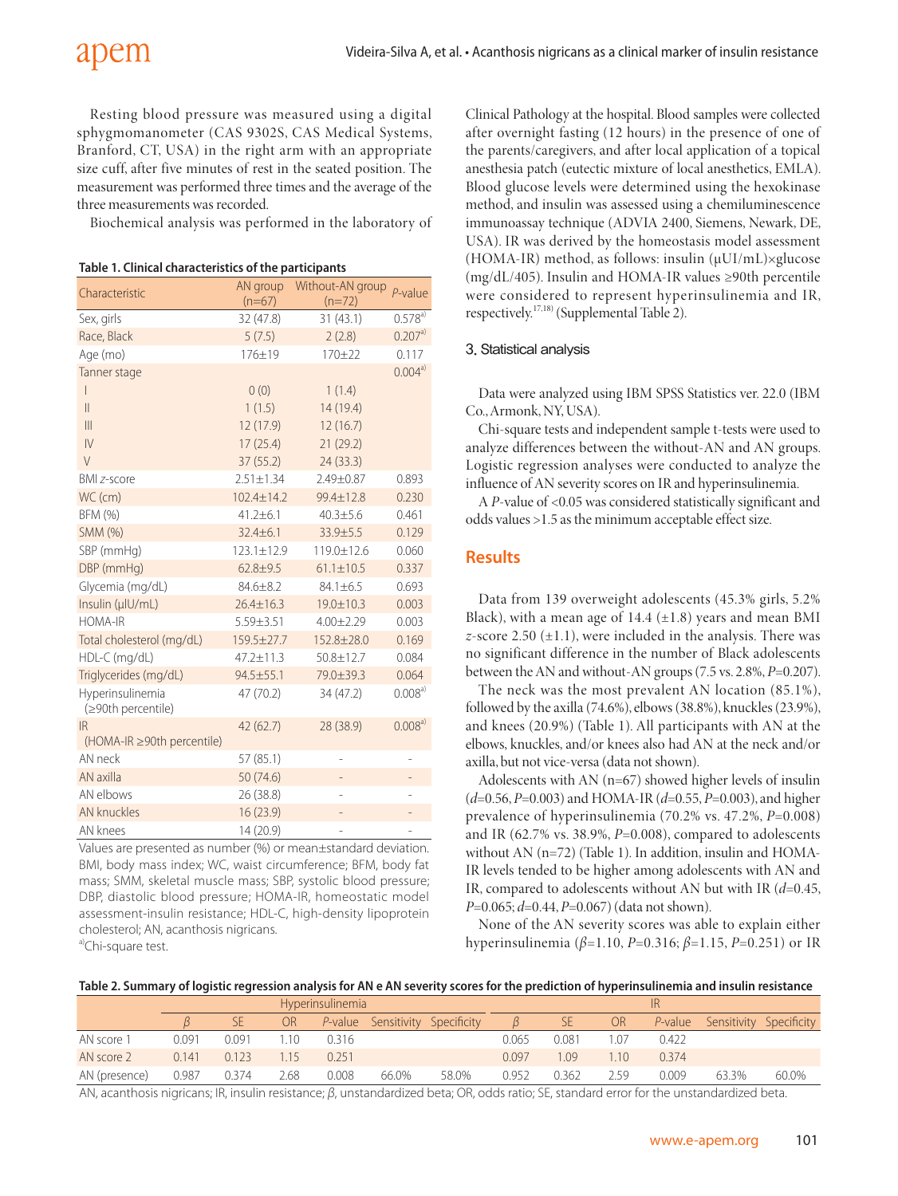Resting blood pressure was measured using a digital sphygmomanometer (CAS 9302S, CAS Medical Systems, Branford, CT, USA) in the right arm with an appropriate size cuff, after five minutes of rest in the seated position. The measurement was performed three times and the average of the three measurements was recorded.

Biochemical analysis was performed in the laboratory of Clinical Pathology at the hospital. Blood samples were collected after overnight fasting (12 hours) in the presence of one of the parents/caregivers, and after local application of a topical anesthesia patch (eutectic mixture of local anesthetics, EMLA). Blood glucose levels were determined using the hexokinase method, and insulin was assessed using a chemiluminescence immunoassay technique (ADVIA 2400, Siemens, Newark, DE, USA). IR was derived by the homeostasis model assessment (HOMA-IR) method, as follows: insulin (μUI/mL)×glucose (mg/dL/405). Insulin and HOMA-IR values ≥90th percentile were considered to represent hyperinsulinemia and IR, respectively.[17,18] (Supplemental Table 2).

**Table 1. Clinical characteristics of the participants**

| Characteristic | AN group (n=67) | Without-AN group (n=72) | *P*-value |
|---|---|---|---|
| Sex, girls | 32 (47.8) | 31 (43.1) | 0.578[a] |
| Race, Black | 5 (7.5) | 2 (2.8) | 0.207[a] |
| Age (mo) | 176±19 | 170±22 | 0.117 |
| Tanner stage | | | 0.004[a] |
| I | 0 (0) | 1 (1.4) | |
| II | 1 (1.5) | 14 (19.4) | |
| III | 12 (17.9) | 12 (16.7) | |
| IV | 17 (25.4) | 21 (29.2) | |
| V | 37 (55.2) | 24 (33.3) | |
| BMI *z*-score | 2.51±1.34 | 2.49±0.87 | 0.893 |
| WC (cm) | 102.4±14.2 | 99.4±12.8 | 0.230 |
| BFM (%) | 41.2±6.1 | 40.3±5.6 | 0.461 |
| SMM (%) | 32.4±6.1 | 33.9±5.5 | 0.129 |
| SBP (mmHg) | 123.1±12.9 | 119.0±12.6 | 0.060 |
| DBP (mmHg) | 62.8±9.5 | 61.1±10.5 | 0.337 |
| Glycemia (mg/dL) | 84.6±8.2 | 84.1±6.5 | 0.693 |
| Insulin (μIU/mL) | 26.4±16.3 | 19.0±10.3 | 0.003 |
| HOMA-IR | 5.59±3.51 | 4.00±2.29 | 0.003 |
| Total cholesterol (mg/dL) | 159.5±27.7 | 152.8±28.0 | 0.169 |
| HDL-C (mg/dL) | 47.2±11.3 | 50.8±12.7 | 0.084 |
| Triglycerides (mg/dL) | 94.5±55.1 | 79.0±39.3 | 0.064 |
| Hyperinsulinemia (≥90th percentile) | 47 (70.2) | 34 (47.2) | 0.008[a] |
| IR (HOMA-IR ≥90th percentile) | 42 (62.7) | 28 (38.9) | 0.008[a] |
| AN neck | 57 (85.1) | - | - |
| AN axilla | 50 (74.6) | - | - |
| AN elbows | 26 (38.8) | - | - |
| AN knuckles | 16 (23.9) | - | - |
| AN knees | 14 (20.9) | - | - |

Values are presented as number (%) or mean±standard deviation.
BMI, body mass index; WC, waist circumference; BFM, body fat mass; SMM, skeletal muscle mass; SBP, systolic blood pressure; DBP, diastolic blood pressure; HOMA-IR, homeostatic model assessment-insulin resistance; HDL-C, high-density lipoprotein cholesterol; AN, acanthosis nigricans.
[a]Chi-square test.

### 3. Statistical analysis

Data were analyzed using IBM SPSS Statistics ver. 22.0 (IBM Co., Armonk, NY, USA).

Chi-square tests and independent sample t-tests were used to analyze differences between the without-AN and AN groups. Logistic regression analyses were conducted to analyze the influence of AN severity scores on IR and hyperinsulinemia.

A *P*-value of <0.05 was considered statistically significant and odds values >1.5 as the minimum acceptable effect size.

## Results

Data from 139 overweight adolescents (45.3% girls, 5.2% Black), with a mean age of 14.4 (±1.8) years and mean BMI *z*-score 2.50 (±1.1), were included in the analysis. There was no significant difference in the number of Black adolescents between the AN and without-AN groups (7.5 vs. 2.8%, *P*=0.207).

The neck was the most prevalent AN location (85.1%), followed by the axilla (74.6%), elbows (38.8%), knuckles (23.9%), and knees (20.9%) (Table 1). All participants with AN at the elbows, knuckles, and/or knees also had AN at the neck and/or axilla, but not vice-versa (data not shown).

Adolescents with AN (n=67) showed higher levels of insulin (*d*=0.56, *P*=0.003) and HOMA-IR (*d*=0.55, *P*=0.003), and higher prevalence of hyperinsulinemia (70.2% vs. 47.2%, *P*=0.008) and IR (62.7% vs. 38.9%, *P*=0.008), compared to adolescents without AN (n=72) (Table 1). In addition, insulin and HOMA-IR levels tended to be higher among adolescents with AN and IR, compared to adolescents without AN but with IR (*d*=0.45, *P*=0.065; *d*=0.44, *P*=0.067) (data not shown).

None of the AN severity scores was able to explain either hyperinsulinemia ($\beta$=1.10, *P*=0.316; $\beta$=1.15, *P*=0.251) or IR

**Table 2. Summary of logistic regression analysis for AN e AN severity scores for the prediction of hyperinsulinemia and insulin resistance**

| | Hyperinsulinemia | | | | | | IR | | | | | |
|---|---|---|---|---|---|---|---|---|---|---|---|---|
| | $\beta$ | SE | OR | *P*-value | Sensitivity | Specificity | $\beta$ | SE | OR | *P*-value | Sensitivity | Specificity |
| AN score 1 | 0.091 | 0.091 | 1.10 | 0.316 | | | 0.065 | 0.081 | 1.07 | 0.422 | | |
| AN score 2 | 0.141 | 0.123 | 1.15 | 0.251 | | | 0.097 | 1.09 | 1.10 | 0.374 | | |
| AN (presence) | 0.987 | 0.374 | 2.68 | 0.008 | 66.0% | 58.0% | 0.952 | 0.362 | 2.59 | 0.009 | 63.3% | 60.0% |

AN, acanthosis nigricans; IR, insulin resistance; $\beta$, unstandardized beta; OR, odds ratio; SE, standard error for the unstandardized beta.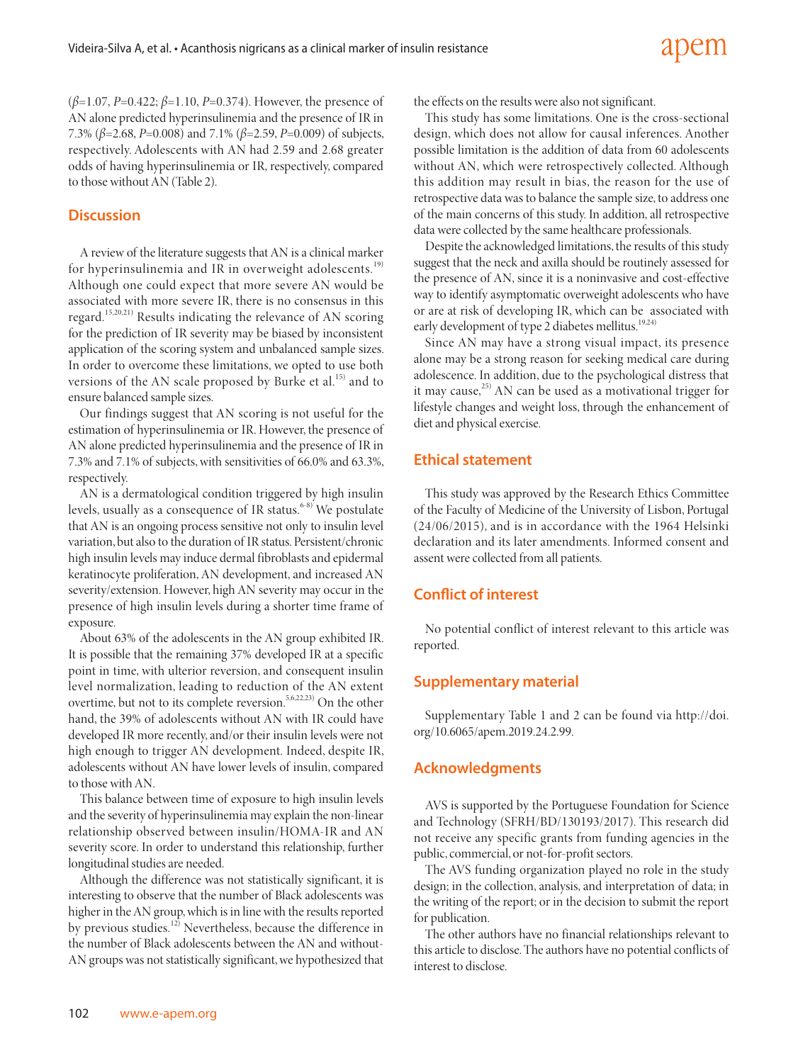($\beta$=1.07, $P$=0.422; $\beta$=1.10, $P$=0.374). However, the presence of AN alone predicted hyperinsulinemia and the presence of IR in 7.3% ($\beta$=2.68, $P$=0.008) and 7.1% ($\beta$=2.59, $P$=0.009) of subjects, respectively. Adolescents with AN had 2.59 and 2.68 greater odds of having hyperinsulinemia or IR, respectively, compared to those without AN (Table 2).

## Discussion

A review of the literature suggests that AN is a clinical marker for hyperinsulinemia and IR in overweight adolescents.[19] Although one could expect that more severe AN would be associated with more severe IR, there is no consensus in this regard.[15,20,21] Results indicating the relevance of AN scoring for the prediction of IR severity may be biased by inconsistent application of the scoring system and unbalanced sample sizes. In order to overcome these limitations, we opted to use both versions of the AN scale proposed by Burke et al.[15] and to ensure balanced sample sizes.

Our findings suggest that AN scoring is not useful for the estimation of hyperinsulinemia or IR. However, the presence of AN alone predicted hyperinsulinemia and the presence of IR in 7.3% and 7.1% of subjects, with sensitivities of 66.0% and 63.3%, respectively.

AN is a dermatological condition triggered by high insulin levels, usually as a consequence of IR status.[6-8] We postulate that AN is an ongoing process sensitive not only to insulin level variation, but also to the duration of IR status. Persistent/chronic high insulin levels may induce dermal fibroblasts and epidermal keratinocyte proliferation, AN development, and increased AN severity/extension. However, high AN severity may occur in the presence of high insulin levels during a shorter time frame of exposure.

About 63% of the adolescents in the AN group exhibited IR. It is possible that the remaining 37% developed IR at a specific point in time, with ulterior reversion, and consequent insulin level normalization, leading to reduction of the AN extent overtime, but not to its complete reversion.[5,6,22,23] On the other hand, the 39% of adolescents without AN with IR could have developed IR more recently, and/or their insulin levels were not high enough to trigger AN development. Indeed, despite IR, adolescents without AN have lower levels of insulin, compared to those with AN.

This balance between time of exposure to high insulin levels and the severity of hyperinsulinemia may explain the non-linear relationship observed between insulin/HOMA-IR and AN severity score. In order to understand this relationship, further longitudinal studies are needed.

Although the difference was not statistically significant, it is interesting to observe that the number of Black adolescents was higher in the AN group, which is in line with the results reported by previous studies.[12] Nevertheless, because the difference in the number of Black adolescents between the AN and without-AN groups was not statistically significant, we hypothesized that the effects on the results were also not significant.

This study has some limitations. One is the cross-sectional design, which does not allow for causal inferences. Another possible limitation is the addition of data from 60 adolescents without AN, which were retrospectively collected. Although this addition may result in bias, the reason for the use of retrospective data was to balance the sample size, to address one of the main concerns of this study. In addition, all retrospective data were collected by the same healthcare professionals.

Despite the acknowledged limitations, the results of this study suggest that the neck and axilla should be routinely assessed for the presence of AN, since it is a noninvasive and cost-effective way to identify asymptomatic overweight adolescents who have or are at risk of developing IR, which can be associated with early development of type 2 diabetes mellitus.[19,24]

Since AN may have a strong visual impact, its presence alone may be a strong reason for seeking medical care during adolescence. In addition, due to the psychological distress that it may cause,[25] AN can be used as a motivational trigger for lifestyle changes and weight loss, through the enhancement of diet and physical exercise.

## Ethical statement

This study was approved by the Research Ethics Committee of the Faculty of Medicine of the University of Lisbon, Portugal (24/06/2015), and is in accordance with the 1964 Helsinki declaration and its later amendments. Informed consent and assent were collected from all patients.

## Conflict of interest

No potential conflict of interest relevant to this article was reported.

## Supplementary material

Supplementary Table 1 and 2 can be found via http://doi.org/10.6065/apem.2019.24.2.99.

## Acknowledgments

AVS is supported by the Portuguese Foundation for Science and Technology (SFRH/BD/130193/2017). This research did not receive any specific grants from funding agencies in the public, commercial, or not-for-profit sectors.

The AVS funding organization played no role in the study design; in the collection, analysis, and interpretation of data; in the writing of the report; or in the decision to submit the report for publication.

The other authors have no financial relationships relevant to this article to disclose. The authors have no potential conflicts of interest to disclose.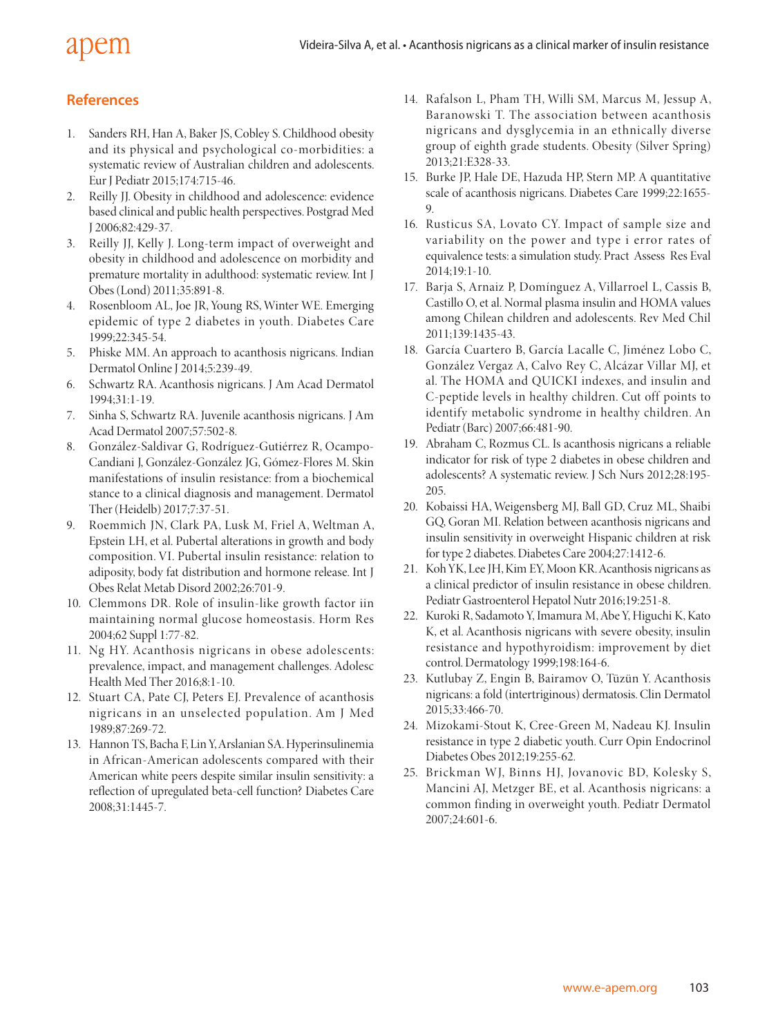## References

1. Sanders RH, Han A, Baker JS, Cobley S. Childhood obesity and its physical and psychological co-morbidities: a systematic review of Australian children and adolescents. Eur J Pediatr 2015;174:715-46.
2. Reilly JJ. Obesity in childhood and adolescence: evidence based clinical and public health perspectives. Postgrad Med J 2006;82:429-37.
3. Reilly JJ, Kelly J. Long-term impact of overweight and obesity in childhood and adolescence on morbidity and premature mortality in adulthood: systematic review. Int J Obes (Lond) 2011;35:891-8.
4. Rosenbloom AL, Joe JR, Young RS, Winter WE. Emerging epidemic of type 2 diabetes in youth. Diabetes Care 1999;22:345-54.
5. Phiske MM. An approach to acanthosis nigricans. Indian Dermatol Online J 2014;5:239-49.
6. Schwartz RA. Acanthosis nigricans. J Am Acad Dermatol 1994;31:1-19.
7. Sinha S, Schwartz RA. Juvenile acanthosis nigricans. J Am Acad Dermatol 2007;57:502-8.
8. González-Saldivar G, Rodríguez-Gutiérrez R, Ocampo-Candiani J, González-González JG, Gómez-Flores M. Skin manifestations of insulin resistance: from a biochemical stance to a clinical diagnosis and management. Dermatol Ther (Heidelb) 2017;7:37-51.
9. Roemmich JN, Clark PA, Lusk M, Friel A, Weltman A, Epstein LH, et al. Pubertal alterations in growth and body composition. VI. Pubertal insulin resistance: relation to adiposity, body fat distribution and hormone release. Int J Obes Relat Metab Disord 2002;26:701-9.
10. Clemmons DR. Role of insulin-like growth factor iin maintaining normal glucose homeostasis. Horm Res 2004;62 Suppl 1:77-82.
11. Ng HY. Acanthosis nigricans in obese adolescents: prevalence, impact, and management challenges. Adolesc Health Med Ther 2016;8:1-10.
12. Stuart CA, Pate CJ, Peters EJ. Prevalence of acanthosis nigricans in an unselected population. Am J Med 1989;87:269-72.
13. Hannon TS, Bacha F, Lin Y, Arslanian SA. Hyperinsulinemia in African-American adolescents compared with their American white peers despite similar insulin sensitivity: a reflection of upregulated beta-cell function? Diabetes Care 2008;31:1445-7.
14. Rafalson L, Pham TH, Willi SM, Marcus M, Jessup A, Baranowski T. The association between acanthosis nigricans and dysglycemia in an ethnically diverse group of eighth grade students. Obesity (Silver Spring) 2013;21:E328-33.
15. Burke JP, Hale DE, Hazuda HP, Stern MP. A quantitative scale of acanthosis nigricans. Diabetes Care 1999;22:1655-9.
16. Rusticus SA, Lovato CY. Impact of sample size and variability on the power and type i error rates of equivalence tests: a simulation study. Pract Assess Res Eval 2014;19:1-10.
17. Barja S, Arnaiz P, Domínguez A, Villarroel L, Cassis B, Castillo O, et al. Normal plasma insulin and HOMA values among Chilean children and adolescents. Rev Med Chil 2011;139:1435-43.
18. García Cuartero B, García Lacalle C, Jiménez Lobo C, González Vergaz A, Calvo Rey C, Alcázar Villar MJ, et al. The HOMA and QUICKI indexes, and insulin and C-peptide levels in healthy children. Cut off points to identify metabolic syndrome in healthy children. An Pediatr (Barc) 2007;66:481-90.
19. Abraham C, Rozmus CL. Is acanthosis nigricans a reliable indicator for risk of type 2 diabetes in obese children and adolescents? A systematic review. J Sch Nurs 2012;28:195-205.
20. Kobaissi HA, Weigensberg MJ, Ball GD, Cruz ML, Shaibi GQ, Goran MI. Relation between acanthosis nigricans and insulin sensitivity in overweight Hispanic children at risk for type 2 diabetes. Diabetes Care 2004;27:1412-6.
21. Koh YK, Lee JH, Kim EY, Moon KR. Acanthosis nigricans as a clinical predictor of insulin resistance in obese children. Pediatr Gastroenterol Hepatol Nutr 2016;19:251-8.
22. Kuroki R, Sadamoto Y, Imamura M, Abe Y, Higuchi K, Kato K, et al. Acanthosis nigricans with severe obesity, insulin resistance and hypothyroidism: improvement by diet control. Dermatology 1999;198:164-6.
23. Kutlubay Z, Engin B, Bairamov O, Tüzün Y. Acanthosis nigricans: a fold (intertriginous) dermatosis. Clin Dermatol 2015;33:466-70.
24. Mizokami-Stout K, Cree-Green M, Nadeau KJ. Insulin resistance in type 2 diabetic youth. Curr Opin Endocrinol Diabetes Obes 2012;19:255-62.
25. Brickman WJ, Binns HJ, Jovanovic BD, Kolesky S, Mancini AJ, Metzger BE, et al. Acanthosis nigricans: a common finding in overweight youth. Pediatr Dermatol 2007;24:601-6.